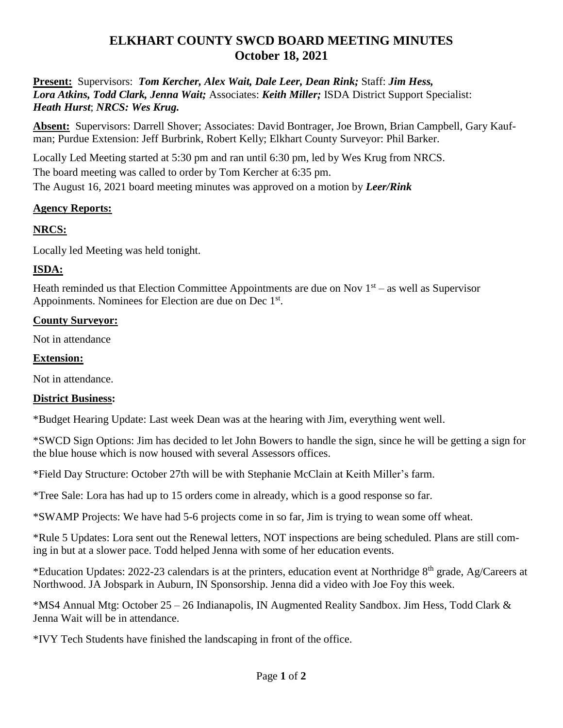# ELKHART COUNTY SWCD BOARD MEETING MINUTES
## October 18, 2021

**Present:** Supervisors: ***Tom Kercher, Alex Wait, Dale Leer, Dean Rink;*** Staff: ***Jim Hess, Lora Atkins, Todd Clark, Jenna Wait;*** Associates: ***Keith Miller;*** ISDA District Support Specialist: ***Heath Hurst***; ***NRCS: Wes Krug.***

**Absent:** Supervisors: Darrell Shover; Associates: David Bontrager, Joe Brown, Brian Campbell, Gary Kaufman; Purdue Extension: Jeff Burbrink, Robert Kelly; Elkhart County Surveyor: Phil Barker.

Locally Led Meeting started at 5:30 pm and ran until 6:30 pm, led by Wes Krug from NRCS.

The board meeting was called to order by Tom Kercher at 6:35 pm.

The August 16, 2021 board meeting minutes was approved on a motion by ***Leer/Rink***

**Agency Reports:**

**NRCS:**

Locally led Meeting was held tonight.

**ISDA:**

Heath reminded us that Election Committee Appointments are due on Nov 1st – as well as Supervisor Appoinments. Nominees for Election are due on Dec 1st.

**County Surveyor:**

Not in attendance

**Extension:**

Not in attendance.

**District Business:**

*Budget Hearing Update: Last week Dean was at the hearing with Jim, everything went well.

*SWCD Sign Options: Jim has decided to let John Bowers to handle the sign, since he will be getting a sign for the blue house which is now housed with several Assessors offices.

*Field Day Structure: October 27th will be with Stephanie McClain at Keith Miller's farm.

*Tree Sale: Lora has had up to 15 orders come in already, which is a good response so far.

*SWAMP Projects: We have had 5-6 projects come in so far, Jim is trying to wean some off wheat.

*Rule 5 Updates: Lora sent out the Renewal letters, NOT inspections are being scheduled. Plans are still coming in but at a slower pace. Todd helped Jenna with some of her education events.

*Education Updates: 2022-23 calendars is at the printers, education event at Northridge 8th grade, Ag/Careers at Northwood. JA Jobspark in Auburn, IN Sponsorship. Jenna did a video with Joe Foy this week.

*MS4 Annual Mtg: October 25 – 26 Indianapolis, IN Augmented Reality Sandbox. Jim Hess, Todd Clark & Jenna Wait will be in attendance.

*IVY Tech Students have finished the landscaping in front of the office.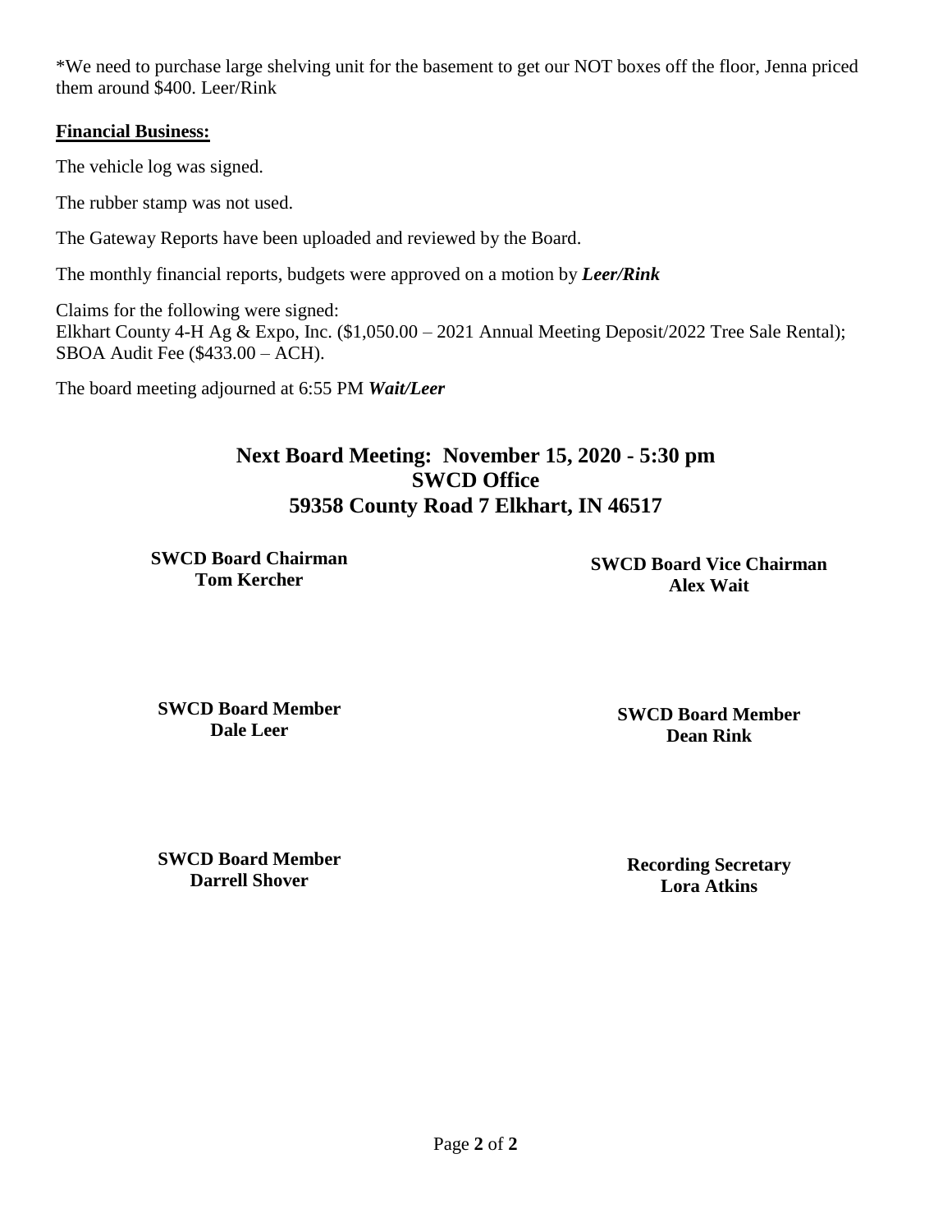*We need to purchase large shelving unit for the basement to get our NOT boxes off the floor, Jenna priced them around $400. Leer/Rink

**Financial Business:**

The vehicle log was signed.

The rubber stamp was not used.

The Gateway Reports have been uploaded and reviewed by the Board.

The monthly financial reports, budgets were approved on a motion by ***Leer/Rink***

Claims for the following were signed:
Elkhart County 4-H Ag & Expo, Inc. ($1,050.00 – 2021 Annual Meeting Deposit/2022 Tree Sale Rental); SBOA Audit Fee ($433.00 – ACH).

The board meeting adjourned at 6:55 PM ***Wait/Leer***

## Next Board Meeting: November 15, 2020 - 5:30 pm
## SWCD Office
## 59358 County Road 7 Elkhart, IN 46517

**SWCD Board Chairman**
**Tom Kercher**

**SWCD Board Vice Chairman**
**Alex Wait**

**SWCD Board Member**
**Dale Leer**

**SWCD Board Member**
**Dean Rink**

**SWCD Board Member**
**Darrell Shover**

**Recording Secretary**
**Lora Atkins**